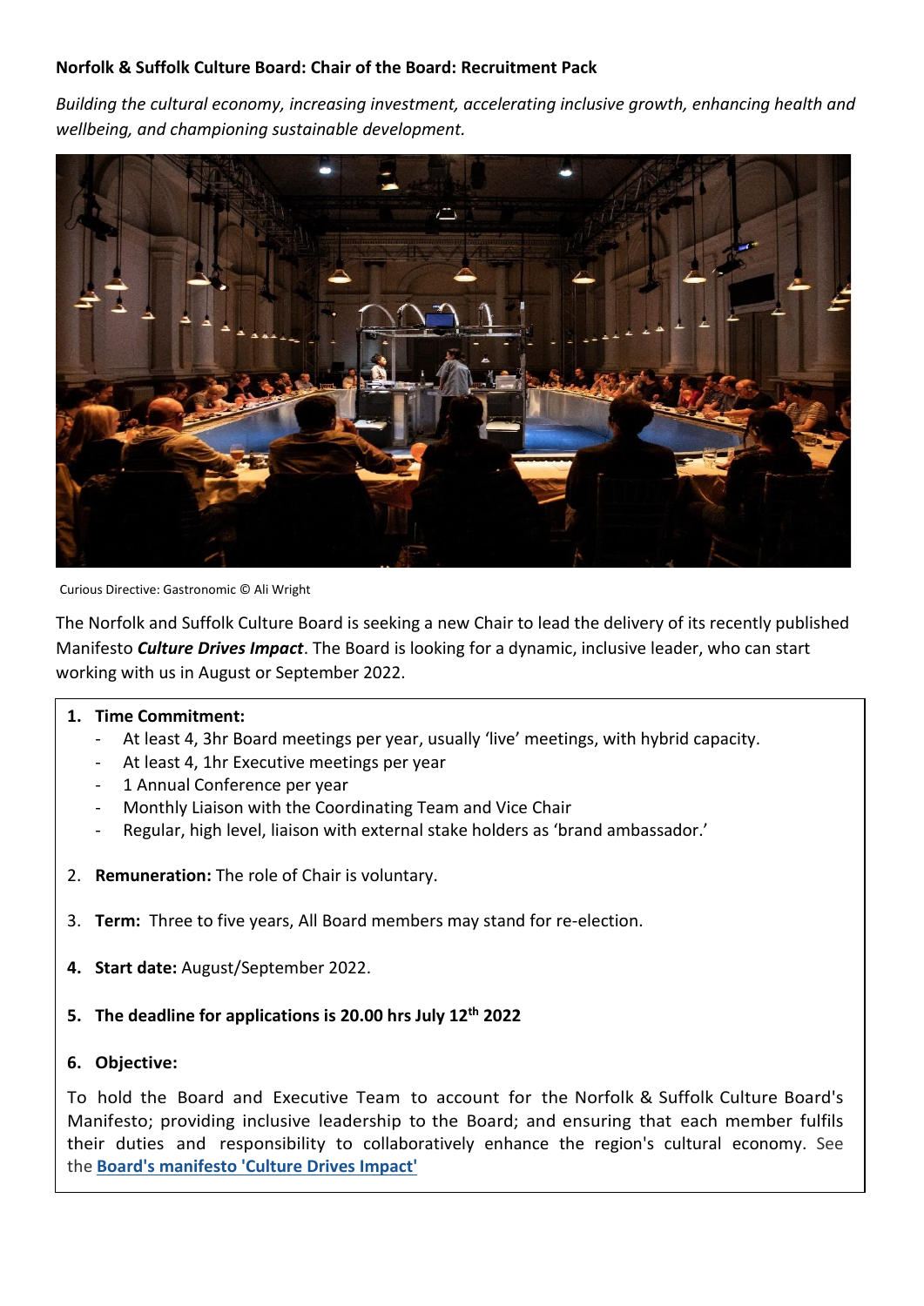**Norfolk & Suffolk Culture Board: Chair of the Board: Recruitment Pack**

*Building the cultural economy, increasing investment, accelerating inclusive growth, enhancing health and wellbeing, and championing sustainable development.*

Curious Directive: Gastronomic © Ali Wright

The Norfolk and Suffolk Culture Board is seeking a new Chair to lead the delivery of its recently published Manifesto ***Culture Drives Impact***. The Board is looking for a dynamic, inclusive leader, who can start working with us in August or September 2022.

1. **Time Commitment:**
   - At least 4, 3hr Board meetings per year, usually 'live' meetings, with hybrid capacity.
   - At least 4, 1hr Executive meetings per year
   - 1 Annual Conference per year
   - Monthly Liaison with the Coordinating Team and Vice Chair
   - Regular, high level, liaison with external stake holders as 'brand ambassador.'

2. **Remuneration:** The role of Chair is voluntary.

3. **Term:** Three to five years, All Board members may stand for re-election.

4. **Start date:** August/September 2022.

5. **The deadline for applications is 20.00 hrs July 12th 2022**

6. **Objective:**

To hold the Board and Executive Team to account for the Norfolk & Suffolk Culture Board's Manifesto; providing inclusive leadership to the Board; and ensuring that each member fulfils their duties and responsibility to collaboratively enhance the region's cultural economy. See the **Board's manifesto 'Culture Drives Impact'**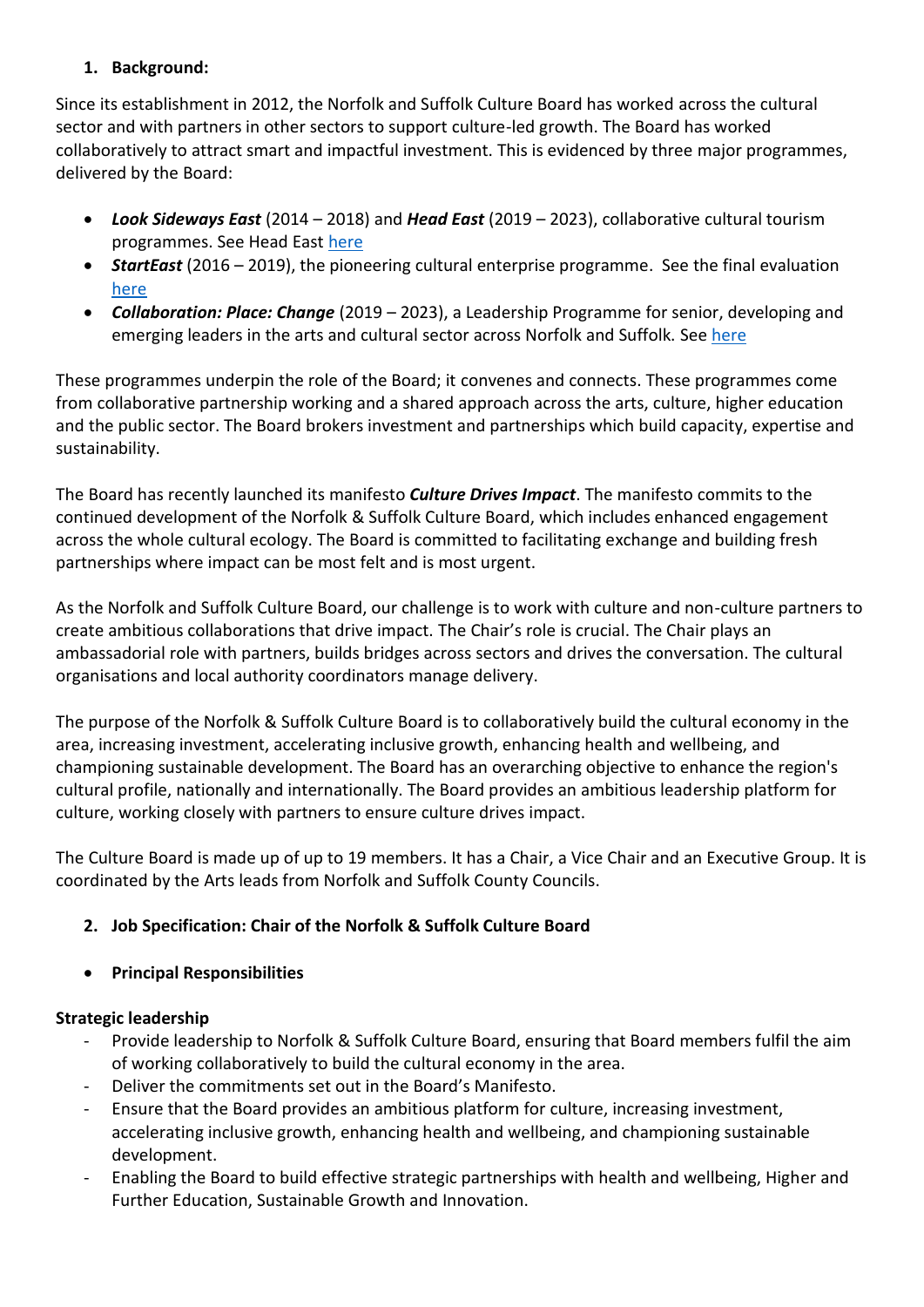1. **Background:**

Since its establishment in 2012, the Norfolk and Suffolk Culture Board has worked across the cultural sector and with partners in other sectors to support culture-led growth. The Board has worked collaboratively to attract smart and impactful investment. This is evidenced by three major programmes, delivered by the Board:

- ***Look Sideways East*** (2014 – 2018) and ***Head East*** (2019 – 2023), collaborative cultural tourism programmes. See Head East here
- ***StartEast*** (2016 – 2019), the pioneering cultural enterprise programme. See the final evaluation here
- ***Collaboration: Place: Change*** (2019 – 2023), a Leadership Programme for senior, developing and emerging leaders in the arts and cultural sector across Norfolk and Suffolk. See here

These programmes underpin the role of the Board; it convenes and connects. These programmes come from collaborative partnership working and a shared approach across the arts, culture, higher education and the public sector. The Board brokers investment and partnerships which build capacity, expertise and sustainability.

The Board has recently launched its manifesto ***Culture Drives Impact***. The manifesto commits to the continued development of the Norfolk & Suffolk Culture Board, which includes enhanced engagement across the whole cultural ecology. The Board is committed to facilitating exchange and building fresh partnerships where impact can be most felt and is most urgent.

As the Norfolk and Suffolk Culture Board, our challenge is to work with culture and non-culture partners to create ambitious collaborations that drive impact. The Chair's role is crucial. The Chair plays an ambassadorial role with partners, builds bridges across sectors and drives the conversation. The cultural organisations and local authority coordinators manage delivery.

The purpose of the Norfolk & Suffolk Culture Board is to collaboratively build the cultural economy in the area, increasing investment, accelerating inclusive growth, enhancing health and wellbeing, and championing sustainable development. The Board has an overarching objective to enhance the region's cultural profile, nationally and internationally. The Board provides an ambitious leadership platform for culture, working closely with partners to ensure culture drives impact.

The Culture Board is made up of up to 19 members. It has a Chair, a Vice Chair and an Executive Group. It is coordinated by the Arts leads from Norfolk and Suffolk County Councils.

2. **Job Specification: Chair of the Norfolk & Suffolk Culture Board**

- **Principal Responsibilities**

**Strategic leadership**

- Provide leadership to Norfolk & Suffolk Culture Board, ensuring that Board members fulfil the aim of working collaboratively to build the cultural economy in the area.
- Deliver the commitments set out in the Board's Manifesto.
- Ensure that the Board provides an ambitious platform for culture, increasing investment, accelerating inclusive growth, enhancing health and wellbeing, and championing sustainable development.
- Enabling the Board to build effective strategic partnerships with health and wellbeing, Higher and Further Education, Sustainable Growth and Innovation.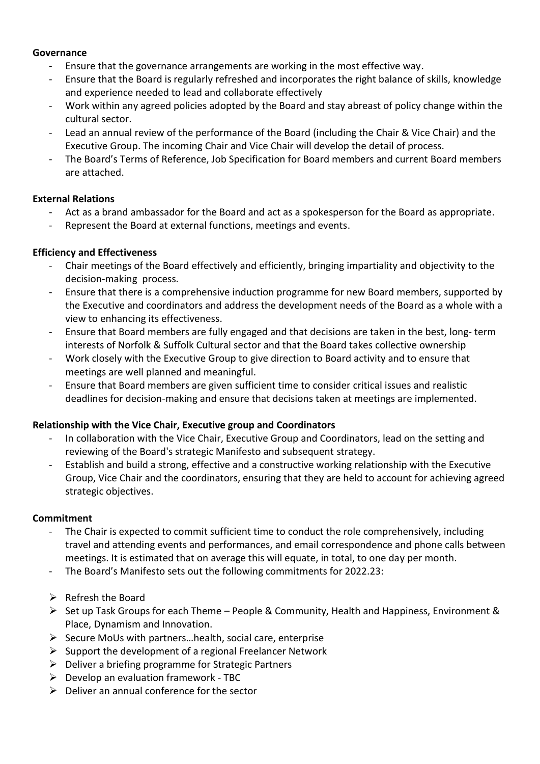**Governance**

- Ensure that the governance arrangements are working in the most effective way.
- Ensure that the Board is regularly refreshed and incorporates the right balance of skills, knowledge and experience needed to lead and collaborate effectively
- Work within any agreed policies adopted by the Board and stay abreast of policy change within the cultural sector.
- Lead an annual review of the performance of the Board (including the Chair & Vice Chair) and the Executive Group. The incoming Chair and Vice Chair will develop the detail of process.
- The Board's Terms of Reference, Job Specification for Board members and current Board members are attached.

**External Relations**

- Act as a brand ambassador for the Board and act as a spokesperson for the Board as appropriate.
- Represent the Board at external functions, meetings and events.

**Efficiency and Effectiveness**

- Chair meetings of the Board effectively and efficiently, bringing impartiality and objectivity to the decision-making process.
- Ensure that there is a comprehensive induction programme for new Board members, supported by the Executive and coordinators and address the development needs of the Board as a whole with a view to enhancing its effectiveness.
- Ensure that Board members are fully engaged and that decisions are taken in the best, long- term interests of Norfolk & Suffolk Cultural sector and that the Board takes collective ownership
- Work closely with the Executive Group to give direction to Board activity and to ensure that meetings are well planned and meaningful.
- Ensure that Board members are given sufficient time to consider critical issues and realistic deadlines for decision-making and ensure that decisions taken at meetings are implemented.

**Relationship with the Vice Chair, Executive group and Coordinators**

- In collaboration with the Vice Chair, Executive Group and Coordinators, lead on the setting and reviewing of the Board's strategic Manifesto and subsequent strategy.
- Establish and build a strong, effective and a constructive working relationship with the Executive Group, Vice Chair and the coordinators, ensuring that they are held to account for achieving agreed strategic objectives.

**Commitment**

- The Chair is expected to commit sufficient time to conduct the role comprehensively, including travel and attending events and performances, and email correspondence and phone calls between meetings. It is estimated that on average this will equate, in total, to one day per month.
- The Board's Manifesto sets out the following commitments for 2022.23:

- Refresh the Board
- Set up Task Groups for each Theme – People & Community, Health and Happiness, Environment & Place, Dynamism and Innovation.
- Secure MoUs with partners…health, social care, enterprise
- Support the development of a regional Freelancer Network
- Deliver a briefing programme for Strategic Partners
- Develop an evaluation framework - TBC
- Deliver an annual conference for the sector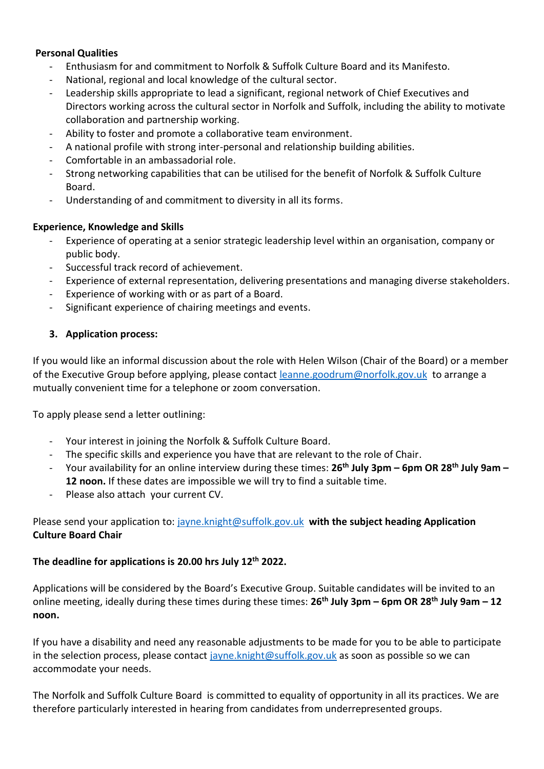**Personal Qualities**

- Enthusiasm for and commitment to Norfolk & Suffolk Culture Board and its Manifesto.
- National, regional and local knowledge of the cultural sector.
- Leadership skills appropriate to lead a significant, regional network of Chief Executives and Directors working across the cultural sector in Norfolk and Suffolk, including the ability to motivate collaboration and partnership working.
- Ability to foster and promote a collaborative team environment.
- A national profile with strong inter-personal and relationship building abilities.
- Comfortable in an ambassadorial role.
- Strong networking capabilities that can be utilised for the benefit of Norfolk & Suffolk Culture Board.
- Understanding of and commitment to diversity in all its forms.

**Experience, Knowledge and Skills**

- Experience of operating at a senior strategic leadership level within an organisation, company or public body.
- Successful track record of achievement.
- Experience of external representation, delivering presentations and managing diverse stakeholders.
- Experience of working with or as part of a Board.
- Significant experience of chairing meetings and events.

## 3. Application process:

If you would like an informal discussion about the role with Helen Wilson (Chair of the Board) or a member of the Executive Group before applying, please contact leanne.goodrum@norfolk.gov.uk to arrange a mutually convenient time for a telephone or zoom conversation.

To apply please send a letter outlining:

- Your interest in joining the Norfolk & Suffolk Culture Board.
- The specific skills and experience you have that are relevant to the role of Chair.
- Your availability for an online interview during these times: **26th July 3pm – 6pm OR 28th July 9am – 12 noon.** If these dates are impossible we will try to find a suitable time.
- Please also attach your current CV.

Please send your application to: jayne.knight@suffolk.gov.uk **with the subject heading Application Culture Board Chair**

**The deadline for applications is 20.00 hrs July 12th 2022.**

Applications will be considered by the Board's Executive Group. Suitable candidates will be invited to an online meeting, ideally during these times during these times: **26th July 3pm – 6pm OR 28th July 9am – 12 noon.**

If you have a disability and need any reasonable adjustments to be made for you to be able to participate in the selection process, please contact jayne.knight@suffolk.gov.uk as soon as possible so we can accommodate your needs.

The Norfolk and Suffolk Culture Board is committed to equality of opportunity in all its practices. We are therefore particularly interested in hearing from candidates from underrepresented groups.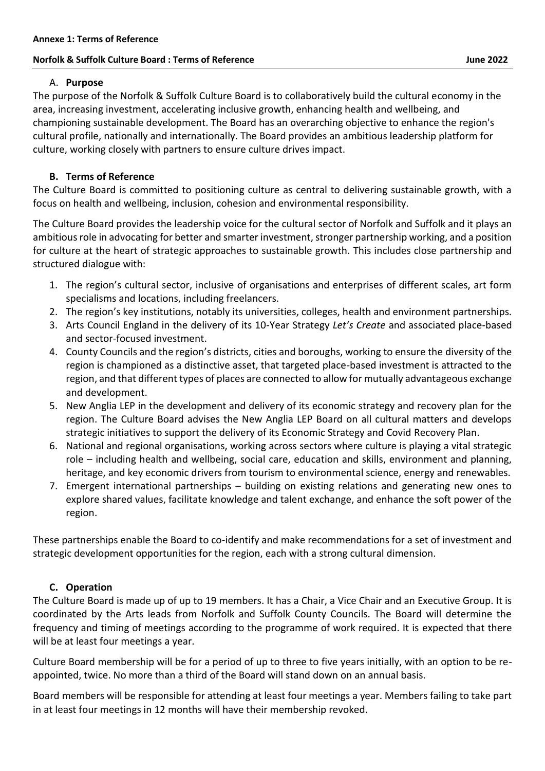**Annexe 1: Terms of Reference**

**Norfolk & Suffolk Culture Board : Terms of Reference** **June 2022**

## A. **Purpose**

The purpose of the Norfolk & Suffolk Culture Board is to collaboratively build the cultural economy in the area, increasing investment, accelerating inclusive growth, enhancing health and wellbeing, and championing sustainable development. The Board has an overarching objective to enhance the region's cultural profile, nationally and internationally. The Board provides an ambitious leadership platform for culture, working closely with partners to ensure culture drives impact.

## B. Terms of Reference

The Culture Board is committed to positioning culture as central to delivering sustainable growth, with a focus on health and wellbeing, inclusion, cohesion and environmental responsibility.

The Culture Board provides the leadership voice for the cultural sector of Norfolk and Suffolk and it plays an ambitious role in advocating for better and smarter investment, stronger partnership working, and a position for culture at the heart of strategic approaches to sustainable growth. This includes close partnership and structured dialogue with:

1. The region's cultural sector, inclusive of organisations and enterprises of different scales, art form specialisms and locations, including freelancers.
2. The region's key institutions, notably its universities, colleges, health and environment partnerships.
3. Arts Council England in the delivery of its 10-Year Strategy *Let's Create* and associated place-based and sector-focused investment.
4. County Councils and the region's districts, cities and boroughs, working to ensure the diversity of the region is championed as a distinctive asset, that targeted place-based investment is attracted to the region, and that different types of places are connected to allow for mutually advantageous exchange and development.
5. New Anglia LEP in the development and delivery of its economic strategy and recovery plan for the region. The Culture Board advises the New Anglia LEP Board on all cultural matters and develops strategic initiatives to support the delivery of its Economic Strategy and Covid Recovery Plan.
6. National and regional organisations, working across sectors where culture is playing a vital strategic role – including health and wellbeing, social care, education and skills, environment and planning, heritage, and key economic drivers from tourism to environmental science, energy and renewables.
7. Emergent international partnerships – building on existing relations and generating new ones to explore shared values, facilitate knowledge and talent exchange, and enhance the soft power of the region.

These partnerships enable the Board to co-identify and make recommendations for a set of investment and strategic development opportunities for the region, each with a strong cultural dimension.

## C. Operation

The Culture Board is made up of up to 19 members. It has a Chair, a Vice Chair and an Executive Group. It is coordinated by the Arts leads from Norfolk and Suffolk County Councils. The Board will determine the frequency and timing of meetings according to the programme of work required. It is expected that there will be at least four meetings a year.

Culture Board membership will be for a period of up to three to five years initially, with an option to be re-appointed, twice. No more than a third of the Board will stand down on an annual basis.

Board members will be responsible for attending at least four meetings a year. Members failing to take part in at least four meetings in 12 months will have their membership revoked.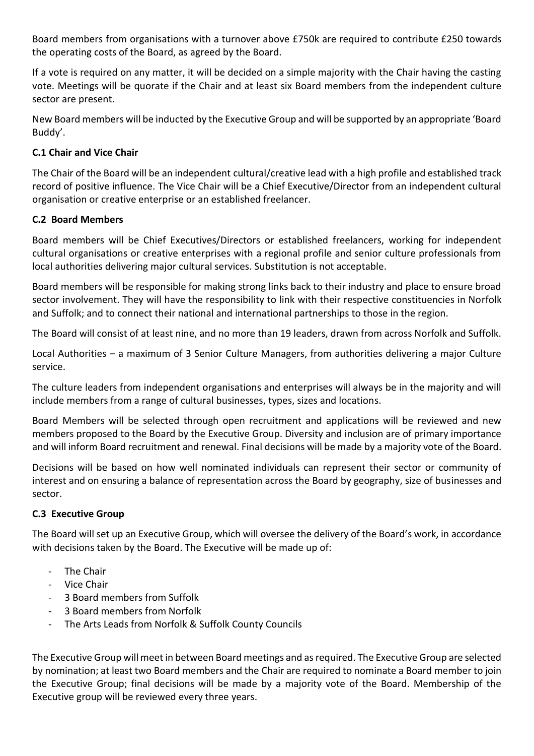Board members from organisations with a turnover above £750k are required to contribute £250 towards the operating costs of the Board, as agreed by the Board.

If a vote is required on any matter, it will be decided on a simple majority with the Chair having the casting vote. Meetings will be quorate if the Chair and at least six Board members from the independent culture sector are present.

New Board members will be inducted by the Executive Group and will be supported by an appropriate 'Board Buddy'.

### C.1 Chair and Vice Chair

The Chair of the Board will be an independent cultural/creative lead with a high profile and established track record of positive influence. The Vice Chair will be a Chief Executive/Director from an independent cultural organisation or creative enterprise or an established freelancer.

### C.2 Board Members

Board members will be Chief Executives/Directors or established freelancers, working for independent cultural organisations or creative enterprises with a regional profile and senior culture professionals from local authorities delivering major cultural services. Substitution is not acceptable.

Board members will be responsible for making strong links back to their industry and place to ensure broad sector involvement. They will have the responsibility to link with their respective constituencies in Norfolk and Suffolk; and to connect their national and international partnerships to those in the region.

The Board will consist of at least nine, and no more than 19 leaders, drawn from across Norfolk and Suffolk.

Local Authorities – a maximum of 3 Senior Culture Managers, from authorities delivering a major Culture service.

The culture leaders from independent organisations and enterprises will always be in the majority and will include members from a range of cultural businesses, types, sizes and locations.

Board Members will be selected through open recruitment and applications will be reviewed and new members proposed to the Board by the Executive Group. Diversity and inclusion are of primary importance and will inform Board recruitment and renewal. Final decisions will be made by a majority vote of the Board.

Decisions will be based on how well nominated individuals can represent their sector or community of interest and on ensuring a balance of representation across the Board by geography, size of businesses and sector.

### C.3 Executive Group

The Board will set up an Executive Group, which will oversee the delivery of the Board's work, in accordance with decisions taken by the Board. The Executive will be made up of:

- The Chair
- Vice Chair
- 3 Board members from Suffolk
- 3 Board members from Norfolk
- The Arts Leads from Norfolk & Suffolk County Councils

The Executive Group will meet in between Board meetings and as required. The Executive Group are selected by nomination; at least two Board members and the Chair are required to nominate a Board member to join the Executive Group; final decisions will be made by a majority vote of the Board. Membership of the Executive group will be reviewed every three years.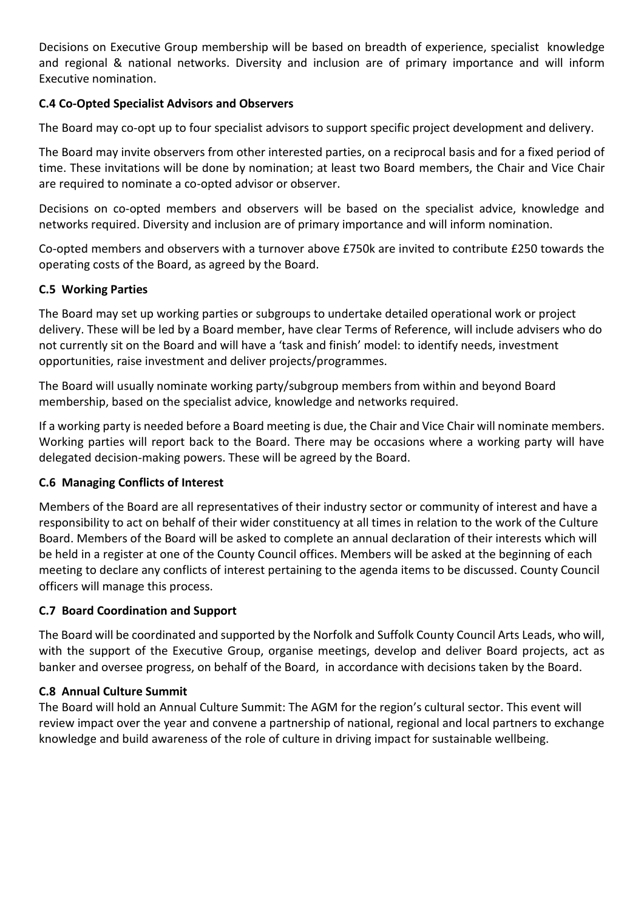Decisions on Executive Group membership will be based on breadth of experience, specialist knowledge and regional & national networks. Diversity and inclusion are of primary importance and will inform Executive nomination.

### C.4 Co-Opted Specialist Advisors and Observers

The Board may co-opt up to four specialist advisors to support specific project development and delivery.

The Board may invite observers from other interested parties, on a reciprocal basis and for a fixed period of time. These invitations will be done by nomination; at least two Board members, the Chair and Vice Chair are required to nominate a co-opted advisor or observer.

Decisions on co-opted members and observers will be based on the specialist advice, knowledge and networks required. Diversity and inclusion are of primary importance and will inform nomination.

Co-opted members and observers with a turnover above £750k are invited to contribute £250 towards the operating costs of the Board, as agreed by the Board.

### C.5 Working Parties

The Board may set up working parties or subgroups to undertake detailed operational work or project delivery. These will be led by a Board member, have clear Terms of Reference, will include advisers who do not currently sit on the Board and will have a 'task and finish' model: to identify needs, investment opportunities, raise investment and deliver projects/programmes.

The Board will usually nominate working party/subgroup members from within and beyond Board membership, based on the specialist advice, knowledge and networks required.

If a working party is needed before a Board meeting is due, the Chair and Vice Chair will nominate members. Working parties will report back to the Board. There may be occasions where a working party will have delegated decision-making powers. These will be agreed by the Board.

### C.6 Managing Conflicts of Interest

Members of the Board are all representatives of their industry sector or community of interest and have a responsibility to act on behalf of their wider constituency at all times in relation to the work of the Culture Board. Members of the Board will be asked to complete an annual declaration of their interests which will be held in a register at one of the County Council offices. Members will be asked at the beginning of each meeting to declare any conflicts of interest pertaining to the agenda items to be discussed. County Council officers will manage this process.

### C.7 Board Coordination and Support

The Board will be coordinated and supported by the Norfolk and Suffolk County Council Arts Leads, who will, with the support of the Executive Group, organise meetings, develop and deliver Board projects, act as banker and oversee progress, on behalf of the Board, in accordance with decisions taken by the Board.

### C.8 Annual Culture Summit

The Board will hold an Annual Culture Summit: The AGM for the region's cultural sector. This event will review impact over the year and convene a partnership of national, regional and local partners to exchange knowledge and build awareness of the role of culture in driving impact for sustainable wellbeing.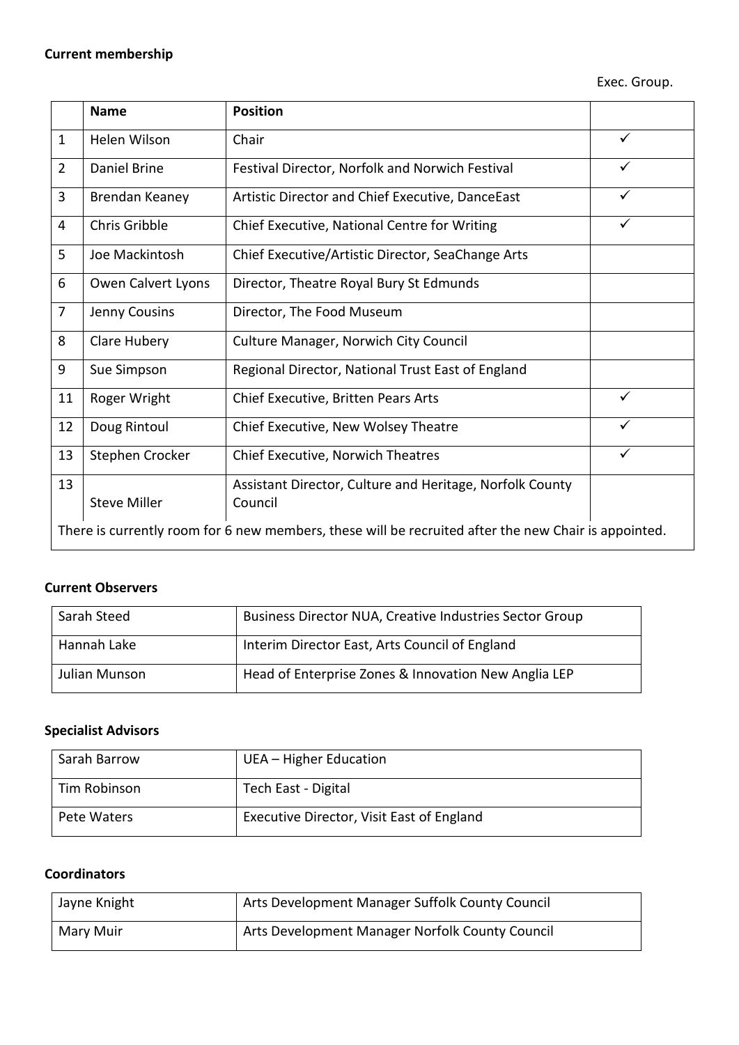**Current membership**

|  | Name | Position | Exec. Group. |
|---|---|---|---|
| 1 | Helen Wilson | Chair | ✓ |
| 2 | Daniel Brine | Festival Director, Norfolk and Norwich Festival | ✓ |
| 3 | Brendan Keaney | Artistic Director and Chief Executive, DanceEast | ✓ |
| 4 | Chris Gribble | Chief Executive, National Centre for Writing | ✓ |
| 5 | Joe Mackintosh | Chief Executive/Artistic Director, SeaChange Arts |  |
| 6 | Owen Calvert Lyons | Director, Theatre Royal Bury St Edmunds |  |
| 7 | Jenny Cousins | Director, The Food Museum |  |
| 8 | Clare Hubery | Culture Manager, Norwich City Council |  |
| 9 | Sue Simpson | Regional Director, National Trust East of England |  |
| 11 | Roger Wright | Chief Executive, Britten Pears Arts | ✓ |
| 12 | Doug Rintoul | Chief Executive, New Wolsey Theatre | ✓ |
| 13 | Stephen Crocker | Chief Executive, Norwich Theatres | ✓ |
| 13 | Steve Miller | Assistant Director, Culture and Heritage, Norfolk County Council |  |
| There is currently room for 6 new members, these will be recruited after the new Chair is appointed. | | | |

**Current Observers**

| | |
|---|---|
| Sarah Steed | Business Director NUA, Creative Industries Sector Group |
| Hannah Lake | Interim Director East, Arts Council of England |
| Julian Munson | Head of Enterprise Zones & Innovation New Anglia LEP |

**Specialist Advisors**

| | |
|---|---|
| Sarah Barrow | UEA – Higher Education |
| Tim Robinson | Tech East - Digital |
| Pete Waters | Executive Director, Visit East of England |

**Coordinators**

| | |
|---|---|
| Jayne Knight | Arts Development Manager Suffolk County Council |
| Mary Muir | Arts Development Manager Norfolk County Council |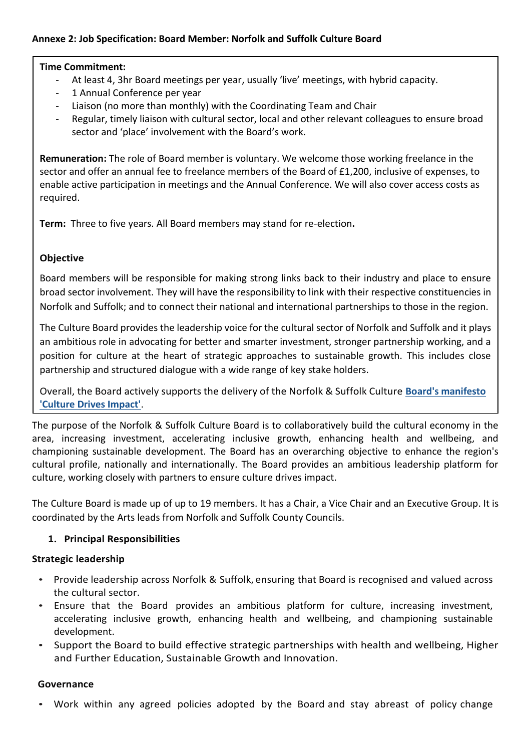**Annexe 2: Job Specification: Board Member: Norfolk and Suffolk Culture Board**

**Time Commitment:**

- At least 4, 3hr Board meetings per year, usually 'live' meetings, with hybrid capacity.
- 1 Annual Conference per year
- Liaison (no more than monthly) with the Coordinating Team and Chair
- Regular, timely liaison with cultural sector, local and other relevant colleagues to ensure broad sector and 'place' involvement with the Board's work.

**Remuneration:** The role of Board member is voluntary. We welcome those working freelance in the sector and offer an annual fee to freelance members of the Board of £1,200, inclusive of expenses, to enable active participation in meetings and the Annual Conference. We will also cover access costs as required.

**Term:** Three to five years. All Board members may stand for re-election**.**

**Objective**

Board members will be responsible for making strong links back to their industry and place to ensure broad sector involvement. They will have the responsibility to link with their respective constituencies in Norfolk and Suffolk; and to connect their national and international partnerships to those in the region.

The Culture Board provides the leadership voice for the cultural sector of Norfolk and Suffolk and it plays an ambitious role in advocating for better and smarter investment, stronger partnership working, and a position for culture at the heart of strategic approaches to sustainable growth. This includes close partnership and structured dialogue with a wide range of key stake holders.

Overall, the Board actively supports the delivery of the Norfolk & Suffolk Culture **Board's manifesto 'Culture Drives Impact'**.

The purpose of the Norfolk & Suffolk Culture Board is to collaboratively build the cultural economy in the area, increasing investment, accelerating inclusive growth, enhancing health and wellbeing, and championing sustainable development. The Board has an overarching objective to enhance the region's cultural profile, nationally and internationally. The Board provides an ambitious leadership platform for culture, working closely with partners to ensure culture drives impact.

The Culture Board is made up of up to 19 members. It has a Chair, a Vice Chair and an Executive Group. It is coordinated by the Arts leads from Norfolk and Suffolk County Councils.

1. **Principal Responsibilities**

**Strategic leadership**

- Provide leadership across Norfolk & Suffolk, ensuring that Board is recognised and valued across the cultural sector.
- Ensure that the Board provides an ambitious platform for culture, increasing investment, accelerating inclusive growth, enhancing health and wellbeing, and championing sustainable development.
- Support the Board to build effective strategic partnerships with health and wellbeing, Higher and Further Education, Sustainable Growth and Innovation.

**Governance**

- Work within any agreed policies adopted by the Board and stay abreast of policy change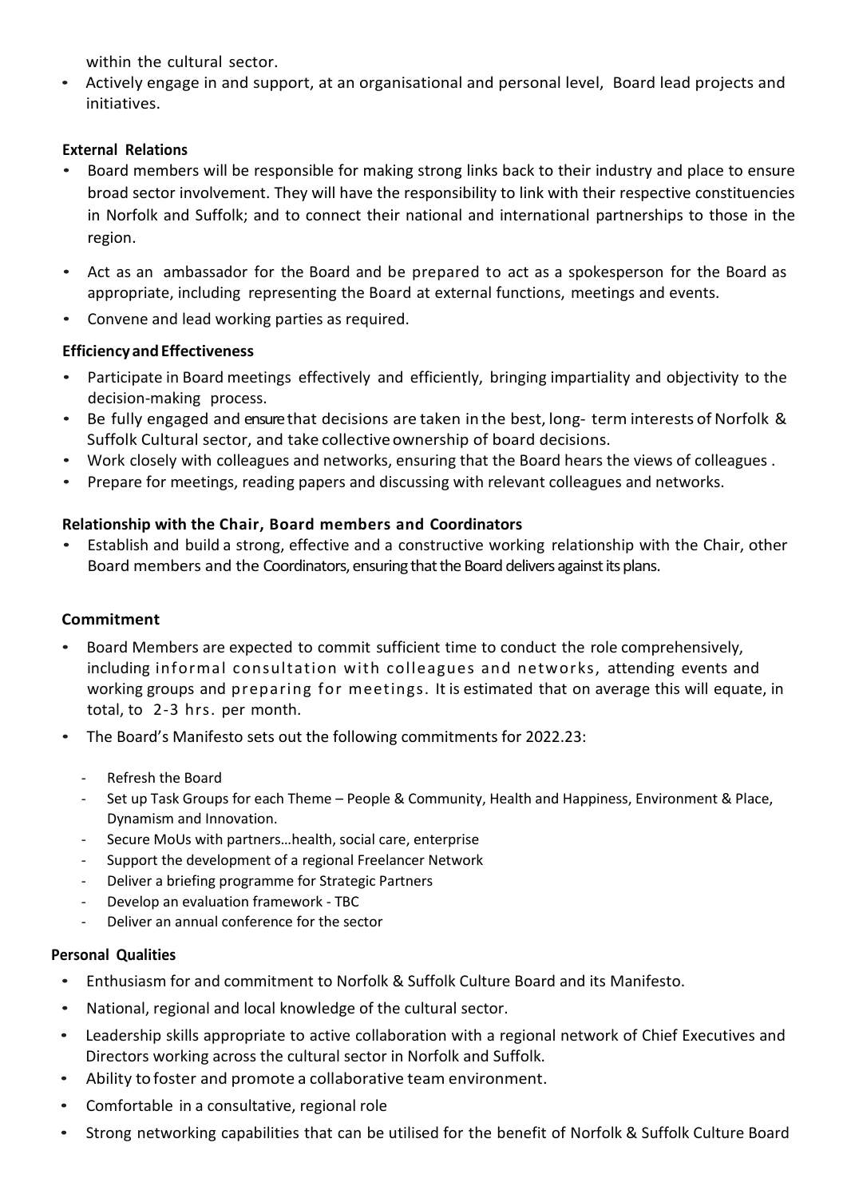within the cultural sector.

- Actively engage in and support, at an organisational and personal level, Board lead projects and initiatives.

**External Relations**

- Board members will be responsible for making strong links back to their industry and place to ensure broad sector involvement. They will have the responsibility to link with their respective constituencies in Norfolk and Suffolk; and to connect their national and international partnerships to those in the region.
- Act as an ambassador for the Board and be prepared to act as a spokesperson for the Board as appropriate, including representing the Board at external functions, meetings and events.
- Convene and lead working parties as required.

**Efficiency and Effectiveness**

- Participate in Board meetings effectively and efficiently, bringing impartiality and objectivity to the decision-making process.
- Be fully engaged and ensure that decisions are taken in the best, long- term interests of Norfolk & Suffolk Cultural sector, and take collective ownership of board decisions.
- Work closely with colleagues and networks, ensuring that the Board hears the views of colleagues .
- Prepare for meetings, reading papers and discussing with relevant colleagues and networks.

**Relationship with the Chair, Board members and Coordinators**

- Establish and build a strong, effective and a constructive working relationship with the Chair, other Board members and the Coordinators, ensuring that the Board delivers against its plans.

**Commitment**

- Board Members are expected to commit sufficient time to conduct the role comprehensively, including informal consultation with colleagues and networks, attending events and working groups and preparing for meetings. It is estimated that on average this will equate, in total, to 2-3 hrs. per month.
- The Board's Manifesto sets out the following commitments for 2022.23:
  - Refresh the Board
  - Set up Task Groups for each Theme – People & Community, Health and Happiness, Environment & Place, Dynamism and Innovation.
  - Secure MoUs with partners…health, social care, enterprise
  - Support the development of a regional Freelancer Network
  - Deliver a briefing programme for Strategic Partners
  - Develop an evaluation framework - TBC
  - Deliver an annual conference for the sector

**Personal Qualities**

- Enthusiasm for and commitment to Norfolk & Suffolk Culture Board and its Manifesto.
- National, regional and local knowledge of the cultural sector.
- Leadership skills appropriate to active collaboration with a regional network of Chief Executives and Directors working across the cultural sector in Norfolk and Suffolk.
- Ability to foster and promote a collaborative team environment.
- Comfortable in a consultative, regional role
- Strong networking capabilities that can be utilised for the benefit of Norfolk & Suffolk Culture Board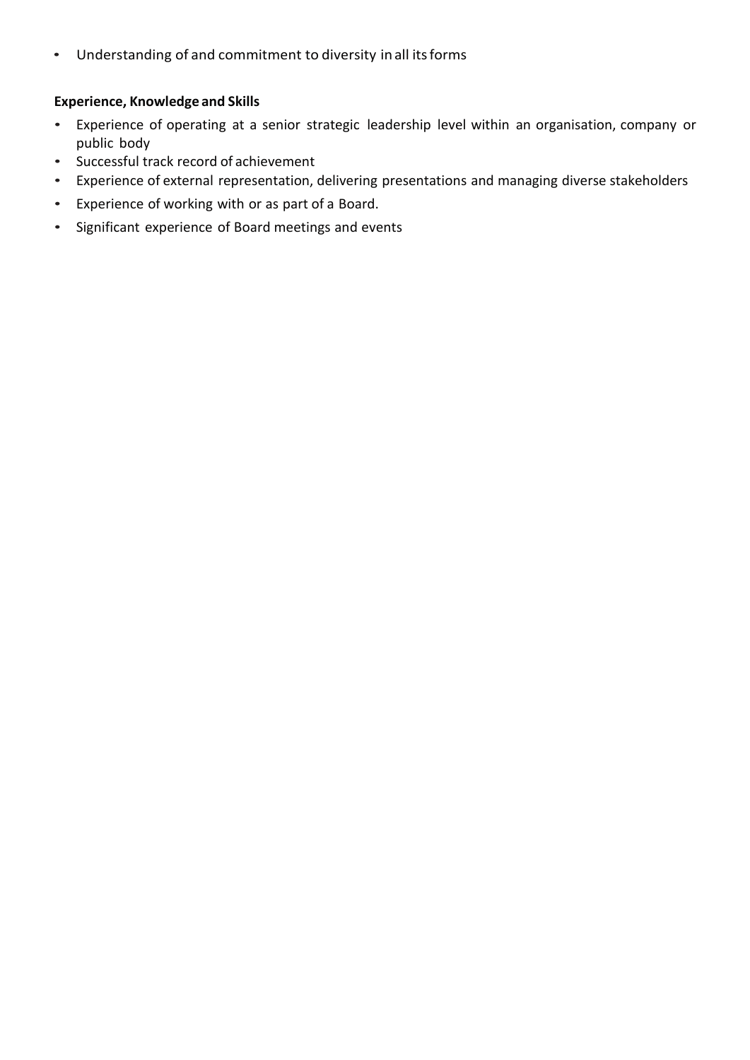- Understanding of and commitment to diversity in all its forms

**Experience, Knowledge and Skills**

- Experience of operating at a senior strategic leadership level within an organisation, company or public body
- Successful track record of achievement
- Experience of external representation, delivering presentations and managing diverse stakeholders
- Experience of working with or as part of a Board.
- Significant experience of Board meetings and events